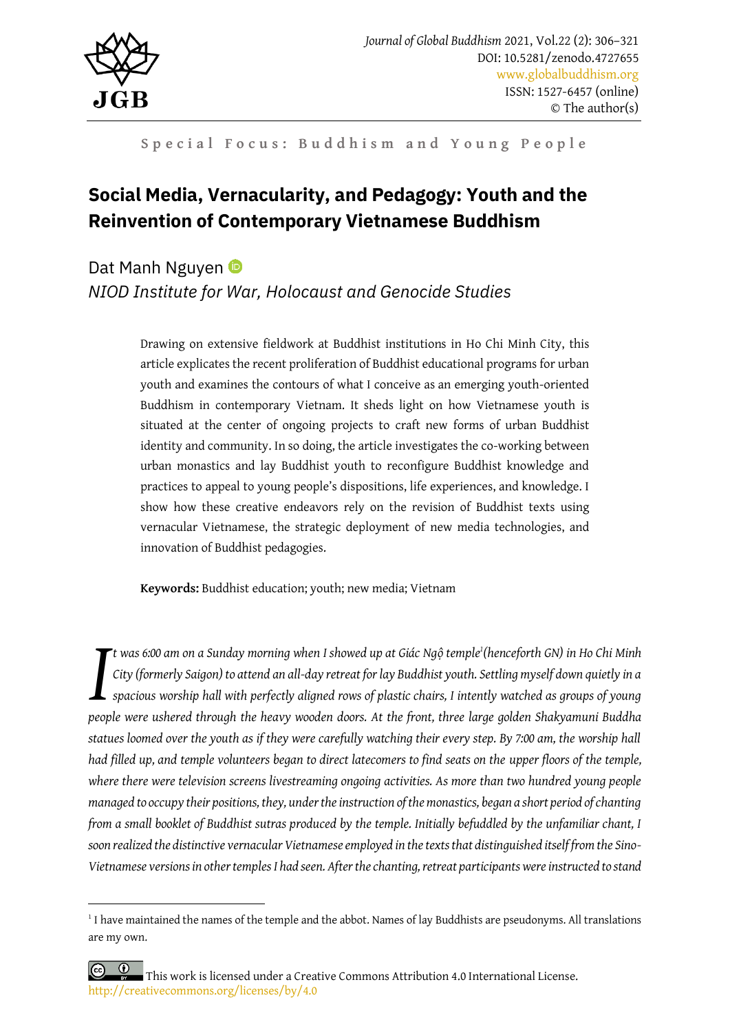Journal of Global Buddhism 2021, Vol.22 (2): 306–321
DOI: 10.5281/zenodo.4727655
www.globalbuddhism.org
ISSN: 1527-6457 (online)
© The author(s)

Special Focus: Buddhism and Young People

# Social Media, Vernacularity, and Pedagogy: Youth and the Reinvention of Contemporary Vietnamese Buddhism

Dat Manh Nguyen

*NIOD Institute for War, Holocaust and Genocide Studies*

Drawing on extensive fieldwork at Buddhist institutions in Ho Chi Minh City, this article explicates the recent proliferation of Buddhist educational programs for urban youth and examines the contours of what I conceive as an emerging youth-oriented Buddhism in contemporary Vietnam. It sheds light on how Vietnamese youth is situated at the center of ongoing projects to craft new forms of urban Buddhist identity and community. In so doing, the article investigates the co-working between urban monastics and lay Buddhist youth to reconfigure Buddhist knowledge and practices to appeal to young people's dispositions, life experiences, and knowledge. I show how these creative endeavors rely on the revision of Buddhist texts using vernacular Vietnamese, the strategic deployment of new media technologies, and innovation of Buddhist pedagogies.

**Keywords:** Buddhist education; youth; new media; Vietnam

*It was 6:00 am on a Sunday morning when I showed up at Giác Ngộ temple[1] (henceforth GN) in Ho Chi Minh City (formerly Saigon) to attend an all-day retreat for lay Buddhist youth. Settling myself down quietly in a spacious worship hall with perfectly aligned rows of plastic chairs, I intently watched as groups of young people were ushered through the heavy wooden doors. At the front, three large golden Shakyamuni Buddha statues loomed over the youth as if they were carefully watching their every step. By 7:00 am, the worship hall had filled up, and temple volunteers began to direct latecomers to find seats on the upper floors of the temple, where there were television screens livestreaming ongoing activities. As more than two hundred young people managed to occupy their positions, they, under the instruction of the monastics, began a short period of chanting from a small booklet of Buddhist sutras produced by the temple. Initially befuddled by the unfamiliar chant, I soon realized the distinctive vernacular Vietnamese employed in the texts that distinguished itself from the Sino-Vietnamese versions in other temples I had seen. After the chanting, retreat participants were instructed to stand*

[1] I have maintained the names of the temple and the abbot. Names of lay Buddhists are pseudonyms. All translations are my own.

This work is licensed under a Creative Commons Attribution 4.0 International License. http://creativecommons.org/licenses/by/4.0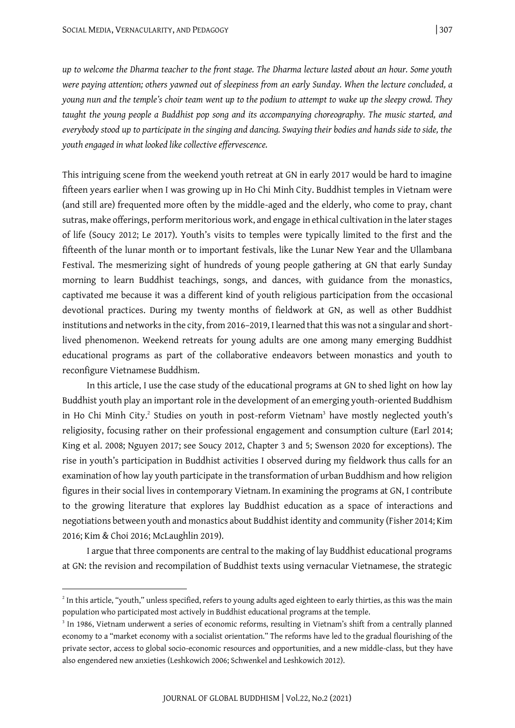*up to welcome the Dharma teacher to the front stage. The Dharma lecture lasted about an hour. Some youth were paying attention; others yawned out of sleepiness from an early Sunday. When the lecture concluded, a young nun and the temple's choir team went up to the podium to attempt to wake up the sleepy crowd. They taught the young people a Buddhist pop song and its accompanying choreography. The music started, and everybody stood up to participate in the singing and dancing. Swaying their bodies and hands side to side, the youth engaged in what looked like collective effervescence.*

This intriguing scene from the weekend youth retreat at GN in early 2017 would be hard to imagine fifteen years earlier when I was growing up in Ho Chi Minh City. Buddhist temples in Vietnam were (and still are) frequented more often by the middle-aged and the elderly, who come to pray, chant sutras, make offerings, perform meritorious work, and engage in ethical cultivation in the later stages of life (Soucy 2012; Le 2017). Youth's visits to temples were typically limited to the first and the fifteenth of the lunar month or to important festivals, like the Lunar New Year and the Ullambana Festival. The mesmerizing sight of hundreds of young people gathering at GN that early Sunday morning to learn Buddhist teachings, songs, and dances, with guidance from the monastics, captivated me because it was a different kind of youth religious participation from the occasional devotional practices. During my twenty months of fieldwork at GN, as well as other Buddhist institutions and networks in the city, from 2016–2019, I learned that this was not a singular and short-lived phenomenon. Weekend retreats for young adults are one among many emerging Buddhist educational programs as part of the collaborative endeavors between monastics and youth to reconfigure Vietnamese Buddhism.

In this article, I use the case study of the educational programs at GN to shed light on how lay Buddhist youth play an important role in the development of an emerging youth-oriented Buddhism in Ho Chi Minh City.[2] Studies on youth in post-reform Vietnam[3] have mostly neglected youth's religiosity, focusing rather on their professional engagement and consumption culture (Earl 2014; King et al. 2008; Nguyen 2017; see Soucy 2012, Chapter 3 and 5; Swenson 2020 for exceptions). The rise in youth's participation in Buddhist activities I observed during my fieldwork thus calls for an examination of how lay youth participate in the transformation of urban Buddhism and how religion figures in their social lives in contemporary Vietnam. In examining the programs at GN, I contribute to the growing literature that explores lay Buddhist education as a space of interactions and negotiations between youth and monastics about Buddhist identity and community (Fisher 2014; Kim 2016; Kim & Choi 2016; McLaughlin 2019).

I argue that three components are central to the making of lay Buddhist educational programs at GN: the revision and recompilation of Buddhist texts using vernacular Vietnamese, the strategic

---

[2] In this article, "youth," unless specified, refers to young adults aged eighteen to early thirties, as this was the main population who participated most actively in Buddhist educational programs at the temple.

[3] In 1986, Vietnam underwent a series of economic reforms, resulting in Vietnam's shift from a centrally planned economy to a "market economy with a socialist orientation." The reforms have led to the gradual flourishing of the private sector, access to global socio-economic resources and opportunities, and a new middle-class, but they have also engendered new anxieties (Leshkowich 2006; Schwenkel and Leshkowich 2012).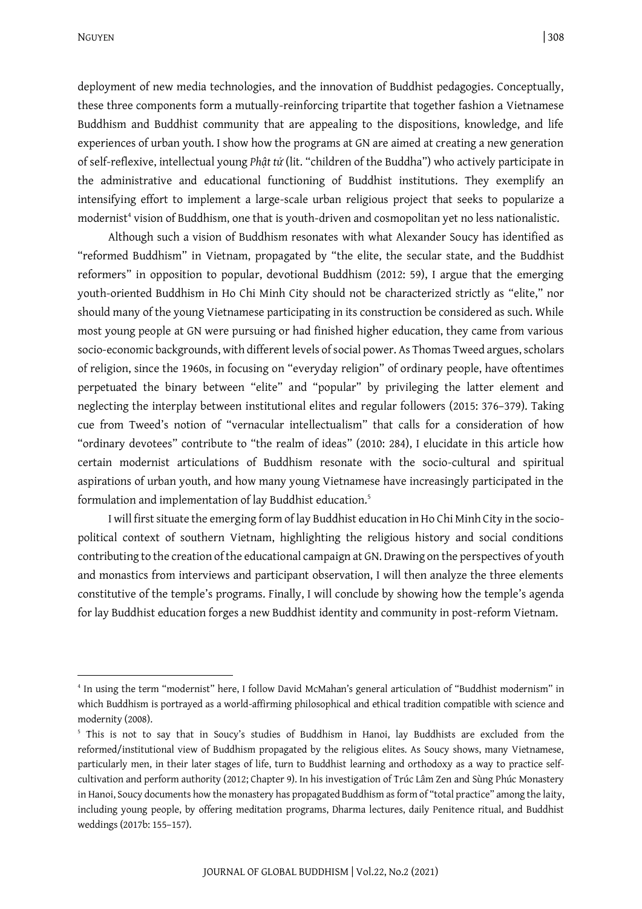deployment of new media technologies, and the innovation of Buddhist pedagogies. Conceptually, these three components form a mutually-reinforcing tripartite that together fashion a Vietnamese Buddhism and Buddhist community that are appealing to the dispositions, knowledge, and life experiences of urban youth. I show how the programs at GN are aimed at creating a new generation of self-reflexive, intellectual young *Phật tử* (lit. "children of the Buddha") who actively participate in the administrative and educational functioning of Buddhist institutions. They exemplify an intensifying effort to implement a large-scale urban religious project that seeks to popularize a modernist[4] vision of Buddhism, one that is youth-driven and cosmopolitan yet no less nationalistic.

Although such a vision of Buddhism resonates with what Alexander Soucy has identified as "reformed Buddhism" in Vietnam, propagated by "the elite, the secular state, and the Buddhist reformers" in opposition to popular, devotional Buddhism (2012: 59), I argue that the emerging youth-oriented Buddhism in Ho Chi Minh City should not be characterized strictly as "elite," nor should many of the young Vietnamese participating in its construction be considered as such. While most young people at GN were pursuing or had finished higher education, they came from various socio-economic backgrounds, with different levels of social power. As Thomas Tweed argues, scholars of religion, since the 1960s, in focusing on "everyday religion" of ordinary people, have oftentimes perpetuated the binary between "elite" and "popular" by privileging the latter element and neglecting the interplay between institutional elites and regular followers (2015: 376–379). Taking cue from Tweed's notion of "vernacular intellectualism" that calls for a consideration of how "ordinary devotees" contribute to "the realm of ideas" (2010: 284), I elucidate in this article how certain modernist articulations of Buddhism resonate with the socio-cultural and spiritual aspirations of urban youth, and how many young Vietnamese have increasingly participated in the formulation and implementation of lay Buddhist education.[5]

I will first situate the emerging form of lay Buddhist education in Ho Chi Minh City in the socio-political context of southern Vietnam, highlighting the religious history and social conditions contributing to the creation of the educational campaign at GN. Drawing on the perspectives of youth and monastics from interviews and participant observation, I will then analyze the three elements constitutive of the temple's programs. Finally, I will conclude by showing how the temple's agenda for lay Buddhist education forges a new Buddhist identity and community in post-reform Vietnam.

---

[4] In using the term "modernist" here, I follow David McMahan's general articulation of "Buddhist modernism" in which Buddhism is portrayed as a world-affirming philosophical and ethical tradition compatible with science and modernity (2008).

[5] This is not to say that in Soucy's studies of Buddhism in Hanoi, lay Buddhists are excluded from the reformed/institutional view of Buddhism propagated by the religious elites. As Soucy shows, many Vietnamese, particularly men, in their later stages of life, turn to Buddhist learning and orthodoxy as a way to practice self-cultivation and perform authority (2012; Chapter 9). In his investigation of Trúc Lâm Zen and Sùng Phúc Monastery in Hanoi, Soucy documents how the monastery has propagated Buddhism as form of "total practice" among the laity, including young people, by offering meditation programs, Dharma lectures, daily Penitence ritual, and Buddhist weddings (2017b: 155–157).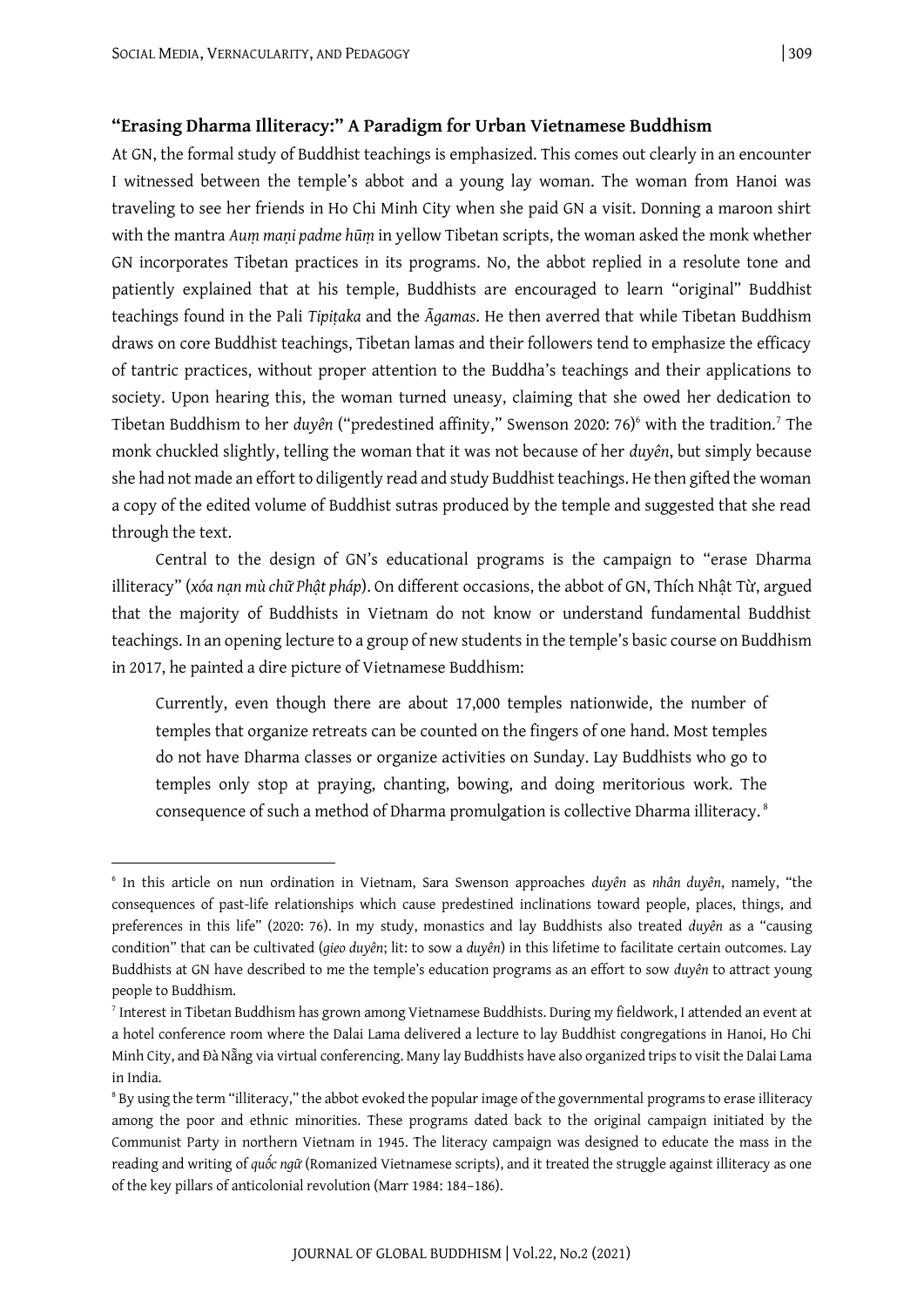### "Erasing Dharma Illiteracy:" A Paradigm for Urban Vietnamese Buddhism

At GN, the formal study of Buddhist teachings is emphasized. This comes out clearly in an encounter I witnessed between the temple's abbot and a young lay woman. The woman from Hanoi was traveling to see her friends in Ho Chi Minh City when she paid GN a visit. Donning a maroon shirt with the mantra *Auṃ maṇi padme hūṃ* in yellow Tibetan scripts, the woman asked the monk whether GN incorporates Tibetan practices in its programs. No, the abbot replied in a resolute tone and patiently explained that at his temple, Buddhists are encouraged to learn "original" Buddhist teachings found in the Pali *Tipiṭaka* and the *Āgamas*. He then averred that while Tibetan Buddhism draws on core Buddhist teachings, Tibetan lamas and their followers tend to emphasize the efficacy of tantric practices, without proper attention to the Buddha's teachings and their applications to society. Upon hearing this, the woman turned uneasy, claiming that she owed her dedication to Tibetan Buddhism to her *duyên* ("predestined affinity," Swenson 2020: 76)[6] with the tradition.[7] The monk chuckled slightly, telling the woman that it was not because of her *duyên*, but simply because she had not made an effort to diligently read and study Buddhist teachings. He then gifted the woman a copy of the edited volume of Buddhist sutras produced by the temple and suggested that she read through the text.

Central to the design of GN's educational programs is the campaign to "erase Dharma illiteracy" (*xóa nạn mù chữ Phật pháp*). On different occasions, the abbot of GN, Thích Nhật Từ, argued that the majority of Buddhists in Vietnam do not know or understand fundamental Buddhist teachings. In an opening lecture to a group of new students in the temple's basic course on Buddhism in 2017, he painted a dire picture of Vietnamese Buddhism:

> Currently, even though there are about 17,000 temples nationwide, the number of temples that organize retreats can be counted on the fingers of one hand. Most temples do not have Dharma classes or organize activities on Sunday. Lay Buddhists who go to temples only stop at praying, chanting, bowing, and doing meritorious work. The consequence of such a method of Dharma promulgation is collective Dharma illiteracy.[8]

---

[6] In this article on nun ordination in Vietnam, Sara Swenson approaches *duyên* as *nhân duyên*, namely, "the consequences of past-life relationships which cause predestined inclinations toward people, places, things, and preferences in this life" (2020: 76). In my study, monastics and lay Buddhists also treated *duyên* as a "causing condition" that can be cultivated (*gieo duyên*; lit: to sow a *duyên*) in this lifetime to facilitate certain outcomes. Lay Buddhists at GN have described to me the temple's education programs as an effort to sow *duyên* to attract young people to Buddhism.

[7] Interest in Tibetan Buddhism has grown among Vietnamese Buddhists. During my fieldwork, I attended an event at a hotel conference room where the Dalai Lama delivered a lecture to lay Buddhist congregations in Hanoi, Ho Chi Minh City, and Đà Nẵng via virtual conferencing. Many lay Buddhists have also organized trips to visit the Dalai Lama in India.

[8] By using the term "illiteracy," the abbot evoked the popular image of the governmental programs to erase illiteracy among the poor and ethnic minorities. These programs dated back to the original campaign initiated by the Communist Party in northern Vietnam in 1945. The literacy campaign was designed to educate the mass in the reading and writing of *quốc ngữ* (Romanized Vietnamese scripts), and it treated the struggle against illiteracy as one of the key pillars of anticolonial revolution (Marr 1984: 184–186).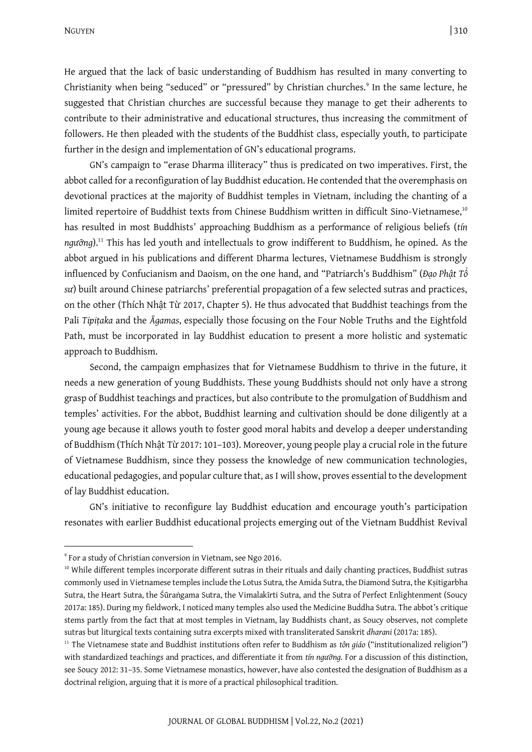He argued that the lack of basic understanding of Buddhism has resulted in many converting to Christianity when being "seduced" or "pressured" by Christian churches.[9] In the same lecture, he suggested that Christian churches are successful because they manage to get their adherents to contribute to their administrative and educational structures, thus increasing the commitment of followers. He then pleaded with the students of the Buddhist class, especially youth, to participate further in the design and implementation of GN's educational programs.

GN's campaign to "erase Dharma illiteracy" thus is predicated on two imperatives. First, the abbot called for a reconfiguration of lay Buddhist education. He contended that the overemphasis on devotional practices at the majority of Buddhist temples in Vietnam, including the chanting of a limited repertoire of Buddhist texts from Chinese Buddhism written in difficult Sino-Vietnamese,[10] has resulted in most Buddhists' approaching Buddhism as a performance of religious beliefs (*tín ngưỡng*).[11] This has led youth and intellectuals to grow indifferent to Buddhism, he opined. As the abbot argued in his publications and different Dharma lectures, Vietnamese Buddhism is strongly influenced by Confucianism and Daoism, on the one hand, and "Patriarch's Buddhism" (*Đạo Phật Tổ sư*) built around Chinese patriarchs' preferential propagation of a few selected sutras and practices, on the other (Thích Nhật Từ 2017, Chapter 5). He thus advocated that Buddhist teachings from the Pali *Tipiṭaka* and the *Āgamas*, especially those focusing on the Four Noble Truths and the Eightfold Path, must be incorporated in lay Buddhist education to present a more holistic and systematic approach to Buddhism.

Second, the campaign emphasizes that for Vietnamese Buddhism to thrive in the future, it needs a new generation of young Buddhists. These young Buddhists should not only have a strong grasp of Buddhist teachings and practices, but also contribute to the promulgation of Buddhism and temples' activities. For the abbot, Buddhist learning and cultivation should be done diligently at a young age because it allows youth to foster good moral habits and develop a deeper understanding of Buddhism (Thích Nhật Từ 2017: 101–103). Moreover, young people play a crucial role in the future of Vietnamese Buddhism, since they possess the knowledge of new communication technologies, educational pedagogies, and popular culture that, as I will show, proves essential to the development of lay Buddhist education.

GN's initiative to reconfigure lay Buddhist education and encourage youth's participation resonates with earlier Buddhist educational projects emerging out of the Vietnam Buddhist Revival

---

[9] For a study of Christian conversion in Vietnam, see Ngo 2016.

[10] While different temples incorporate different sutras in their rituals and daily chanting practices, Buddhist sutras commonly used in Vietnamese temples include the Lotus Sutra, the Amida Sutra, the Diamond Sutra, the Kṣitigarbha Sutra, the Heart Sutra, the Śūraṅgama Sutra, the Vimalakīrti Sutra, and the Sutra of Perfect Enlightenment (Soucy 2017a: 185). During my fieldwork, I noticed many temples also used the Medicine Buddha Sutra. The abbot's critique stems partly from the fact that at most temples in Vietnam, lay Buddhists chant, as Soucy observes, not complete sutras but liturgical texts containing sutra excerpts mixed with transliterated Sanskrit *dharani* (2017a: 185).

[11] The Vietnamese state and Buddhist institutions often refer to Buddhism as *tôn giáo* ("institutionalized religion") with standardized teachings and practices, and differentiate it from *tín ngưỡng*. For a discussion of this distinction, see Soucy 2012: 31–35. Some Vietnamese monastics, however, have also contested the designation of Buddhism as a doctrinal religion, arguing that it is more of a practical philosophical tradition.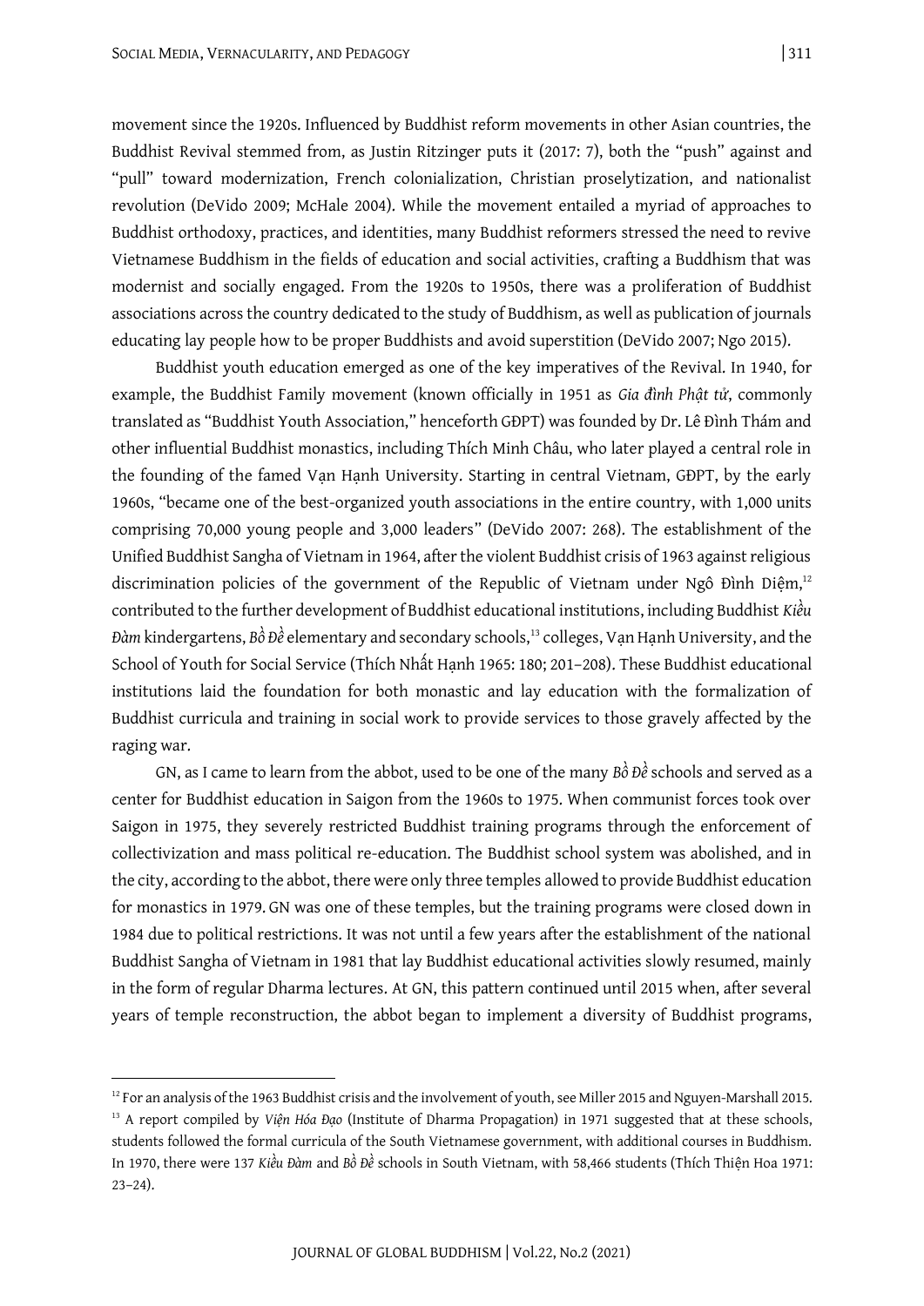movement since the 1920s. Influenced by Buddhist reform movements in other Asian countries, the Buddhist Revival stemmed from, as Justin Ritzinger puts it (2017: 7), both the "push" against and "pull" toward modernization, French colonialization, Christian proselytization, and nationalist revolution (DeVido 2009; McHale 2004). While the movement entailed a myriad of approaches to Buddhist orthodoxy, practices, and identities, many Buddhist reformers stressed the need to revive Vietnamese Buddhism in the fields of education and social activities, crafting a Buddhism that was modernist and socially engaged. From the 1920s to 1950s, there was a proliferation of Buddhist associations across the country dedicated to the study of Buddhism, as well as publication of journals educating lay people how to be proper Buddhists and avoid superstition (DeVido 2007; Ngo 2015).

Buddhist youth education emerged as one of the key imperatives of the Revival. In 1940, for example, the Buddhist Family movement (known officially in 1951 as *Gia đình Phật tử*, commonly translated as "Buddhist Youth Association," henceforth GĐPT) was founded by Dr. Lê Đình Thám and other influential Buddhist monastics, including Thích Minh Châu, who later played a central role in the founding of the famed Vạn Hạnh University. Starting in central Vietnam, GĐPT, by the early 1960s, "became one of the best-organized youth associations in the entire country, with 1,000 units comprising 70,000 young people and 3,000 leaders" (DeVido 2007: 268). The establishment of the Unified Buddhist Sangha of Vietnam in 1964, after the violent Buddhist crisis of 1963 against religious discrimination policies of the government of the Republic of Vietnam under Ngô Đình Diệm,[12] contributed to the further development of Buddhist educational institutions, including Buddhist *Kiều Đàm* kindergartens, *Bồ Đề* elementary and secondary schools,[13] colleges, Vạn Hạnh University, and the School of Youth for Social Service (Thích Nhất Hạnh 1965: 180; 201–208). These Buddhist educational institutions laid the foundation for both monastic and lay education with the formalization of Buddhist curricula and training in social work to provide services to those gravely affected by the raging war.

GN, as I came to learn from the abbot, used to be one of the many *Bồ Đề* schools and served as a center for Buddhist education in Saigon from the 1960s to 1975. When communist forces took over Saigon in 1975, they severely restricted Buddhist training programs through the enforcement of collectivization and mass political re-education. The Buddhist school system was abolished, and in the city, according to the abbot, there were only three temples allowed to provide Buddhist education for monastics in 1979. GN was one of these temples, but the training programs were closed down in 1984 due to political restrictions. It was not until a few years after the establishment of the national Buddhist Sangha of Vietnam in 1981 that lay Buddhist educational activities slowly resumed, mainly in the form of regular Dharma lectures. At GN, this pattern continued until 2015 when, after several years of temple reconstruction, the abbot began to implement a diversity of Buddhist programs,

---

[12] For an analysis of the 1963 Buddhist crisis and the involvement of youth, see Miller 2015 and Nguyen-Marshall 2015.

[13] A report compiled by *Viện Hóa Đạo* (Institute of Dharma Propagation) in 1971 suggested that at these schools, students followed the formal curricula of the South Vietnamese government, with additional courses in Buddhism. In 1970, there were 137 *Kiều Đàm* and *Bồ Đề* schools in South Vietnam, with 58,466 students (Thích Thiện Hoa 1971: 23–24).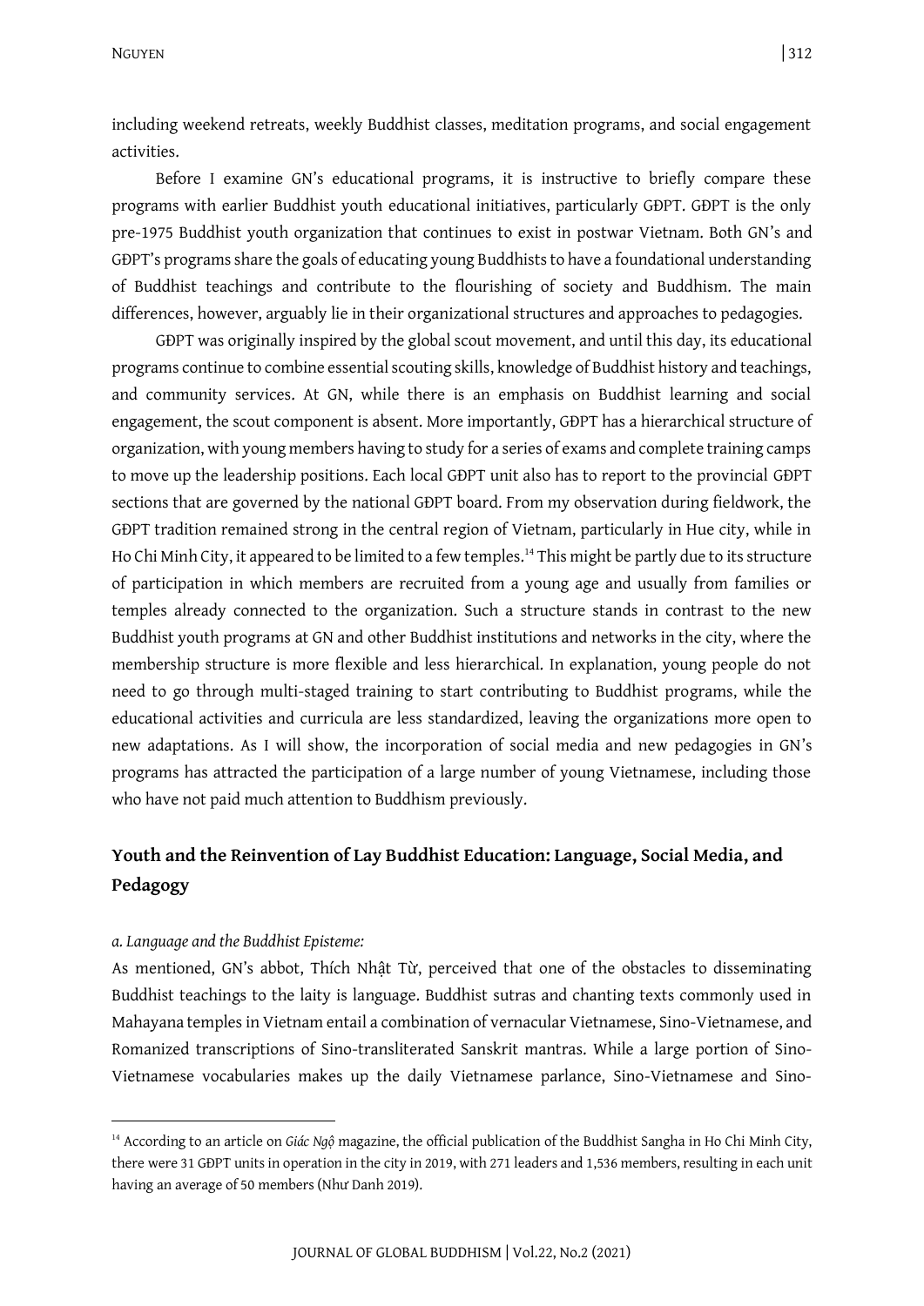including weekend retreats, weekly Buddhist classes, meditation programs, and social engagement activities.

Before I examine GN's educational programs, it is instructive to briefly compare these programs with earlier Buddhist youth educational initiatives, particularly GĐPT. GĐPT is the only pre-1975 Buddhist youth organization that continues to exist in postwar Vietnam. Both GN's and GĐPT's programs share the goals of educating young Buddhists to have a foundational understanding of Buddhist teachings and contribute to the flourishing of society and Buddhism. The main differences, however, arguably lie in their organizational structures and approaches to pedagogies.

GĐPT was originally inspired by the global scout movement, and until this day, its educational programs continue to combine essential scouting skills, knowledge of Buddhist history and teachings, and community services. At GN, while there is an emphasis on Buddhist learning and social engagement, the scout component is absent. More importantly, GĐPT has a hierarchical structure of organization, with young members having to study for a series of exams and complete training camps to move up the leadership positions. Each local GĐPT unit also has to report to the provincial GĐPT sections that are governed by the national GĐPT board. From my observation during fieldwork, the GĐPT tradition remained strong in the central region of Vietnam, particularly in Hue city, while in Ho Chi Minh City, it appeared to be limited to a few temples.[14] This might be partly due to its structure of participation in which members are recruited from a young age and usually from families or temples already connected to the organization. Such a structure stands in contrast to the new Buddhist youth programs at GN and other Buddhist institutions and networks in the city, where the membership structure is more flexible and less hierarchical. In explanation, young people do not need to go through multi-staged training to start contributing to Buddhist programs, while the educational activities and curricula are less standardized, leaving the organizations more open to new adaptations. As I will show, the incorporation of social media and new pedagogies in GN's programs has attracted the participation of a large number of young Vietnamese, including those who have not paid much attention to Buddhism previously.

## Youth and the Reinvention of Lay Buddhist Education: Language, Social Media, and Pedagogy

### *a. Language and the Buddhist Episteme:*

As mentioned, GN's abbot, Thích Nhật Từ, perceived that one of the obstacles to disseminating Buddhist teachings to the laity is language. Buddhist sutras and chanting texts commonly used in Mahayana temples in Vietnam entail a combination of vernacular Vietnamese, Sino-Vietnamese, and Romanized transcriptions of Sino-transliterated Sanskrit mantras. While a large portion of Sino-Vietnamese vocabularies makes up the daily Vietnamese parlance, Sino-Vietnamese and Sino-

---

[14] According to an article on *Giác Ngộ* magazine, the official publication of the Buddhist Sangha in Ho Chi Minh City, there were 31 GĐPT units in operation in the city in 2019, with 271 leaders and 1,536 members, resulting in each unit having an average of 50 members (Như Danh 2019).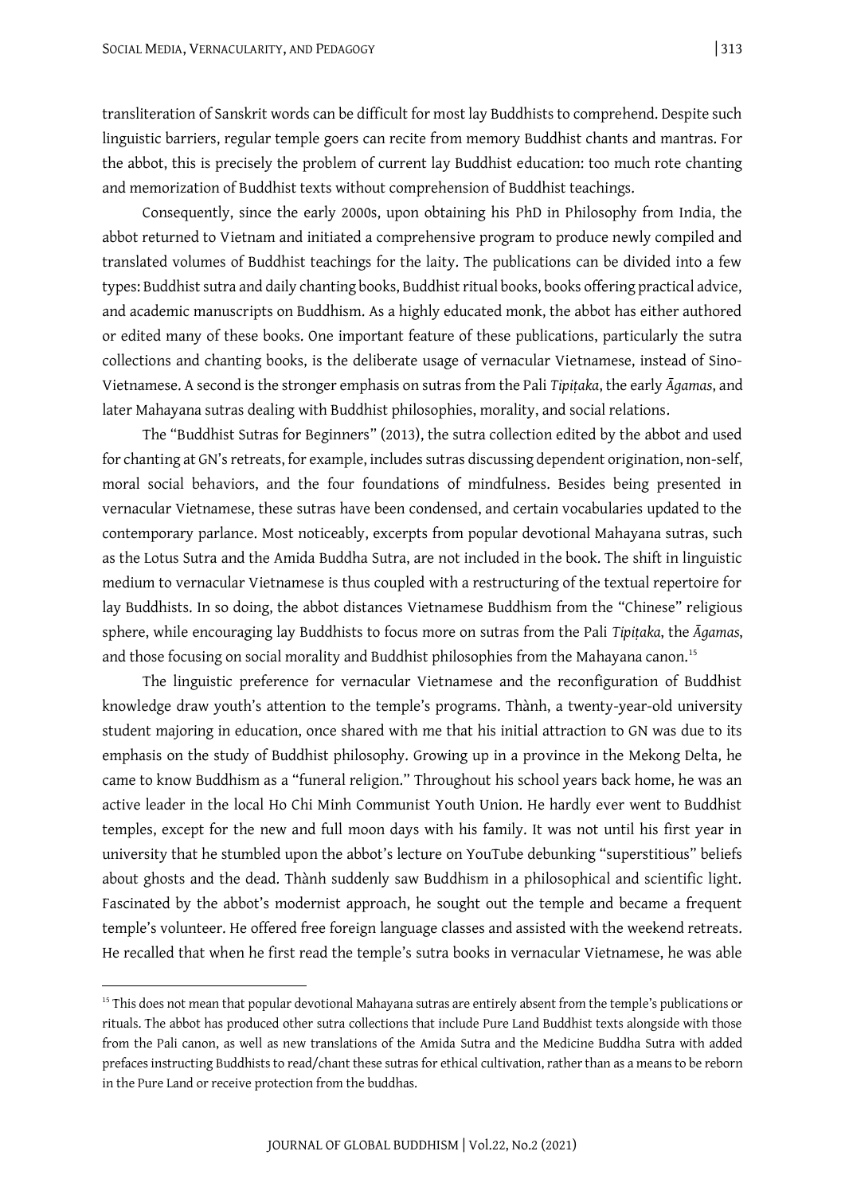transliteration of Sanskrit words can be difficult for most lay Buddhists to comprehend. Despite such linguistic barriers, regular temple goers can recite from memory Buddhist chants and mantras. For the abbot, this is precisely the problem of current lay Buddhist education: too much rote chanting and memorization of Buddhist texts without comprehension of Buddhist teachings.

Consequently, since the early 2000s, upon obtaining his PhD in Philosophy from India, the abbot returned to Vietnam and initiated a comprehensive program to produce newly compiled and translated volumes of Buddhist teachings for the laity. The publications can be divided into a few types: Buddhist sutra and daily chanting books, Buddhist ritual books, books offering practical advice, and academic manuscripts on Buddhism. As a highly educated monk, the abbot has either authored or edited many of these books. One important feature of these publications, particularly the sutra collections and chanting books, is the deliberate usage of vernacular Vietnamese, instead of Sino-Vietnamese. A second is the stronger emphasis on sutras from the Pali *Tipiṭaka*, the early *Āgamas*, and later Mahayana sutras dealing with Buddhist philosophies, morality, and social relations.

The "Buddhist Sutras for Beginners" (2013), the sutra collection edited by the abbot and used for chanting at GN's retreats, for example, includes sutras discussing dependent origination, non-self, moral social behaviors, and the four foundations of mindfulness. Besides being presented in vernacular Vietnamese, these sutras have been condensed, and certain vocabularies updated to the contemporary parlance. Most noticeably, excerpts from popular devotional Mahayana sutras, such as the Lotus Sutra and the Amida Buddha Sutra, are not included in the book. The shift in linguistic medium to vernacular Vietnamese is thus coupled with a restructuring of the textual repertoire for lay Buddhists. In so doing, the abbot distances Vietnamese Buddhism from the "Chinese" religious sphere, while encouraging lay Buddhists to focus more on sutras from the Pali *Tipiṭaka*, the *Āgamas*, and those focusing on social morality and Buddhist philosophies from the Mahayana canon.[15]

The linguistic preference for vernacular Vietnamese and the reconfiguration of Buddhist knowledge draw youth's attention to the temple's programs. Thành, a twenty-year-old university student majoring in education, once shared with me that his initial attraction to GN was due to its emphasis on the study of Buddhist philosophy. Growing up in a province in the Mekong Delta, he came to know Buddhism as a "funeral religion." Throughout his school years back home, he was an active leader in the local Ho Chi Minh Communist Youth Union. He hardly ever went to Buddhist temples, except for the new and full moon days with his family. It was not until his first year in university that he stumbled upon the abbot's lecture on YouTube debunking "superstitious" beliefs about ghosts and the dead. Thành suddenly saw Buddhism in a philosophical and scientific light. Fascinated by the abbot's modernist approach, he sought out the temple and became a frequent temple's volunteer. He offered free foreign language classes and assisted with the weekend retreats. He recalled that when he first read the temple's sutra books in vernacular Vietnamese, he was able

[15] This does not mean that popular devotional Mahayana sutras are entirely absent from the temple's publications or rituals. The abbot has produced other sutra collections that include Pure Land Buddhist texts alongside with those from the Pali canon, as well as new translations of the Amida Sutra and the Medicine Buddha Sutra with added prefaces instructing Buddhists to read/chant these sutras for ethical cultivation, rather than as a means to be reborn in the Pure Land or receive protection from the buddhas.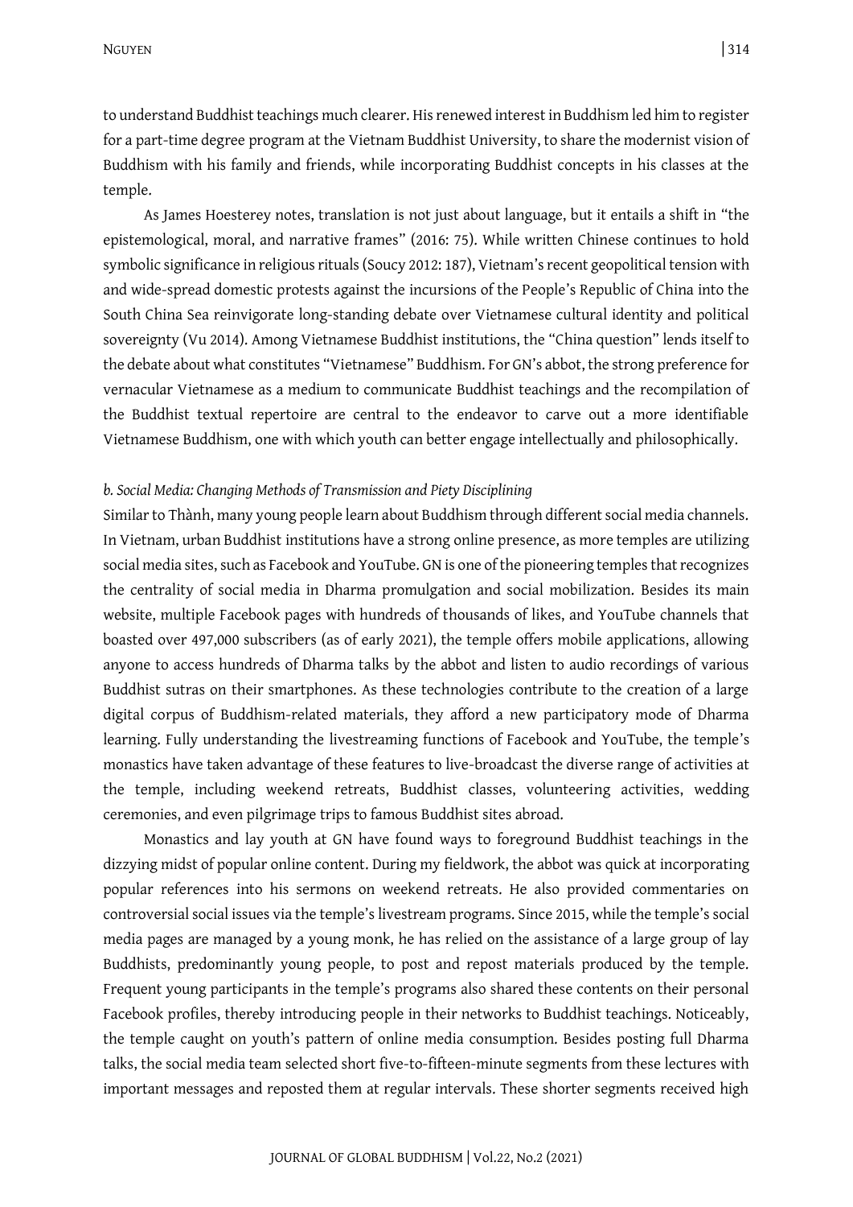to understand Buddhist teachings much clearer. His renewed interest in Buddhism led him to register for a part-time degree program at the Vietnam Buddhist University, to share the modernist vision of Buddhism with his family and friends, while incorporating Buddhist concepts in his classes at the temple.

As James Hoesterey notes, translation is not just about language, but it entails a shift in "the epistemological, moral, and narrative frames" (2016: 75). While written Chinese continues to hold symbolic significance in religious rituals (Soucy 2012: 187), Vietnam's recent geopolitical tension with and wide-spread domestic protests against the incursions of the People's Republic of China into the South China Sea reinvigorate long-standing debate over Vietnamese cultural identity and political sovereignty (Vu 2014). Among Vietnamese Buddhist institutions, the "China question" lends itself to the debate about what constitutes "Vietnamese" Buddhism. For GN's abbot, the strong preference for vernacular Vietnamese as a medium to communicate Buddhist teachings and the recompilation of the Buddhist textual repertoire are central to the endeavor to carve out a more identifiable Vietnamese Buddhism, one with which youth can better engage intellectually and philosophically.

*b. Social Media: Changing Methods of Transmission and Piety Disciplining*

Similar to Thành, many young people learn about Buddhism through different social media channels. In Vietnam, urban Buddhist institutions have a strong online presence, as more temples are utilizing social media sites, such as Facebook and YouTube. GN is one of the pioneering temples that recognizes the centrality of social media in Dharma promulgation and social mobilization. Besides its main website, multiple Facebook pages with hundreds of thousands of likes, and YouTube channels that boasted over 497,000 subscribers (as of early 2021), the temple offers mobile applications, allowing anyone to access hundreds of Dharma talks by the abbot and listen to audio recordings of various Buddhist sutras on their smartphones. As these technologies contribute to the creation of a large digital corpus of Buddhism-related materials, they afford a new participatory mode of Dharma learning. Fully understanding the livestreaming functions of Facebook and YouTube, the temple's monastics have taken advantage of these features to live-broadcast the diverse range of activities at the temple, including weekend retreats, Buddhist classes, volunteering activities, wedding ceremonies, and even pilgrimage trips to famous Buddhist sites abroad.

Monastics and lay youth at GN have found ways to foreground Buddhist teachings in the dizzying midst of popular online content. During my fieldwork, the abbot was quick at incorporating popular references into his sermons on weekend retreats. He also provided commentaries on controversial social issues via the temple's livestream programs. Since 2015, while the temple's social media pages are managed by a young monk, he has relied on the assistance of a large group of lay Buddhists, predominantly young people, to post and repost materials produced by the temple. Frequent young participants in the temple's programs also shared these contents on their personal Facebook profiles, thereby introducing people in their networks to Buddhist teachings. Noticeably, the temple caught on youth's pattern of online media consumption. Besides posting full Dharma talks, the social media team selected short five-to-fifteen-minute segments from these lectures with important messages and reposted them at regular intervals. These shorter segments received high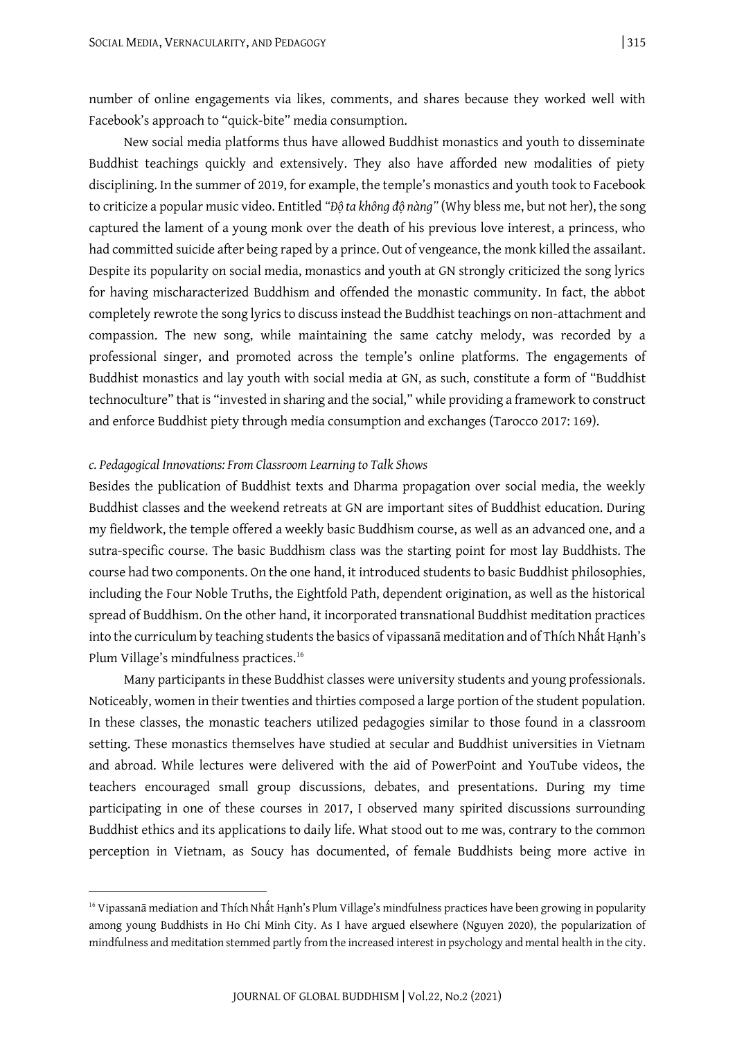number of online engagements via likes, comments, and shares because they worked well with Facebook's approach to "quick-bite" media consumption.

New social media platforms thus have allowed Buddhist monastics and youth to disseminate Buddhist teachings quickly and extensively. They also have afforded new modalities of piety disciplining. In the summer of 2019, for example, the temple's monastics and youth took to Facebook to criticize a popular music video. Entitled *"Độ ta không độ nàng"* (Why bless me, but not her), the song captured the lament of a young monk over the death of his previous love interest, a princess, who had committed suicide after being raped by a prince. Out of vengeance, the monk killed the assailant. Despite its popularity on social media, monastics and youth at GN strongly criticized the song lyrics for having mischaracterized Buddhism and offended the monastic community. In fact, the abbot completely rewrote the song lyrics to discuss instead the Buddhist teachings on non-attachment and compassion. The new song, while maintaining the same catchy melody, was recorded by a professional singer, and promoted across the temple's online platforms. The engagements of Buddhist monastics and lay youth with social media at GN, as such, constitute a form of "Buddhist technoculture" that is "invested in sharing and the social," while providing a framework to construct and enforce Buddhist piety through media consumption and exchanges (Tarocco 2017: 169).

*c. Pedagogical Innovations: From Classroom Learning to Talk Shows*

Besides the publication of Buddhist texts and Dharma propagation over social media, the weekly Buddhist classes and the weekend retreats at GN are important sites of Buddhist education. During my fieldwork, the temple offered a weekly basic Buddhism course, as well as an advanced one, and a sutra-specific course. The basic Buddhism class was the starting point for most lay Buddhists. The course had two components. On the one hand, it introduced students to basic Buddhist philosophies, including the Four Noble Truths, the Eightfold Path, dependent origination, as well as the historical spread of Buddhism. On the other hand, it incorporated transnational Buddhist meditation practices into the curriculum by teaching students the basics of vipassanā meditation and of Thích Nhất Hạnh's Plum Village's mindfulness practices.[16]

Many participants in these Buddhist classes were university students and young professionals. Noticeably, women in their twenties and thirties composed a large portion of the student population. In these classes, the monastic teachers utilized pedagogies similar to those found in a classroom setting. These monastics themselves have studied at secular and Buddhist universities in Vietnam and abroad. While lectures were delivered with the aid of PowerPoint and YouTube videos, the teachers encouraged small group discussions, debates, and presentations. During my time participating in one of these courses in 2017, I observed many spirited discussions surrounding Buddhist ethics and its applications to daily life. What stood out to me was, contrary to the common perception in Vietnam, as Soucy has documented, of female Buddhists being more active in

[16] Vipassanā mediation and Thích Nhất Hạnh's Plum Village's mindfulness practices have been growing in popularity among young Buddhists in Ho Chi Minh City. As I have argued elsewhere (Nguyen 2020), the popularization of mindfulness and meditation stemmed partly from the increased interest in psychology and mental health in the city.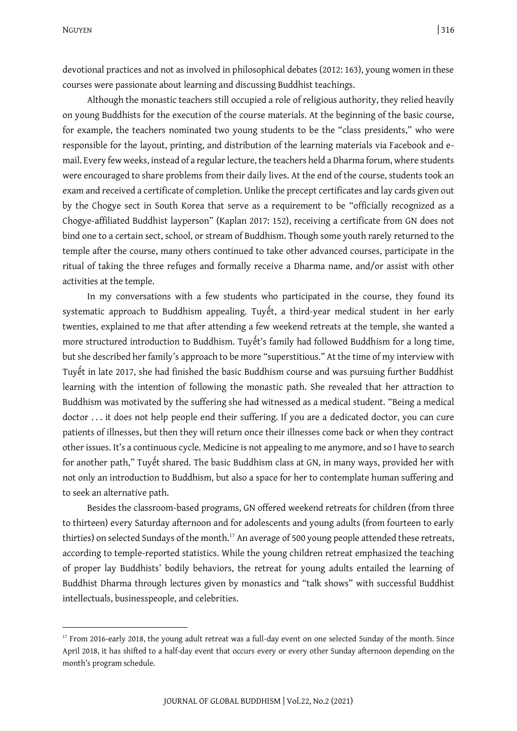devotional practices and not as involved in philosophical debates (2012: 163), young women in these courses were passionate about learning and discussing Buddhist teachings.

Although the monastic teachers still occupied a role of religious authority, they relied heavily on young Buddhists for the execution of the course materials. At the beginning of the basic course, for example, the teachers nominated two young students to be the "class presidents," who were responsible for the layout, printing, and distribution of the learning materials via Facebook and e-mail. Every few weeks, instead of a regular lecture, the teachers held a Dharma forum, where students were encouraged to share problems from their daily lives. At the end of the course, students took an exam and received a certificate of completion. Unlike the precept certificates and lay cards given out by the Chogye sect in South Korea that serve as a requirement to be "officially recognized as a Chogye-affiliated Buddhist layperson" (Kaplan 2017: 152), receiving a certificate from GN does not bind one to a certain sect, school, or stream of Buddhism. Though some youth rarely returned to the temple after the course, many others continued to take other advanced courses, participate in the ritual of taking the three refuges and formally receive a Dharma name, and/or assist with other activities at the temple.

In my conversations with a few students who participated in the course, they found its systematic approach to Buddhism appealing. Tuyết, a third-year medical student in her early twenties, explained to me that after attending a few weekend retreats at the temple, she wanted a more structured introduction to Buddhism. Tuyết's family had followed Buddhism for a long time, but she described her family's approach to be more "superstitious." At the time of my interview with Tuyết in late 2017, she had finished the basic Buddhism course and was pursuing further Buddhist learning with the intention of following the monastic path. She revealed that her attraction to Buddhism was motivated by the suffering she had witnessed as a medical student. "Being a medical doctor . . . it does not help people end their suffering. If you are a dedicated doctor, you can cure patients of illnesses, but then they will return once their illnesses come back or when they contract other issues. It's a continuous cycle. Medicine is not appealing to me anymore, and so I have to search for another path," Tuyết shared. The basic Buddhism class at GN, in many ways, provided her with not only an introduction to Buddhism, but also a space for her to contemplate human suffering and to seek an alternative path.

Besides the classroom-based programs, GN offered weekend retreats for children (from three to thirteen) every Saturday afternoon and for adolescents and young adults (from fourteen to early thirties) on selected Sundays of the month.[17] An average of 500 young people attended these retreats, according to temple-reported statistics. While the young children retreat emphasized the teaching of proper lay Buddhists' bodily behaviors, the retreat for young adults entailed the learning of Buddhist Dharma through lectures given by monastics and "talk shows" with successful Buddhist intellectuals, businesspeople, and celebrities.

[17] From 2016-early 2018, the young adult retreat was a full-day event on one selected Sunday of the month. Since April 2018, it has shifted to a half-day event that occurs every or every other Sunday afternoon depending on the month's program schedule.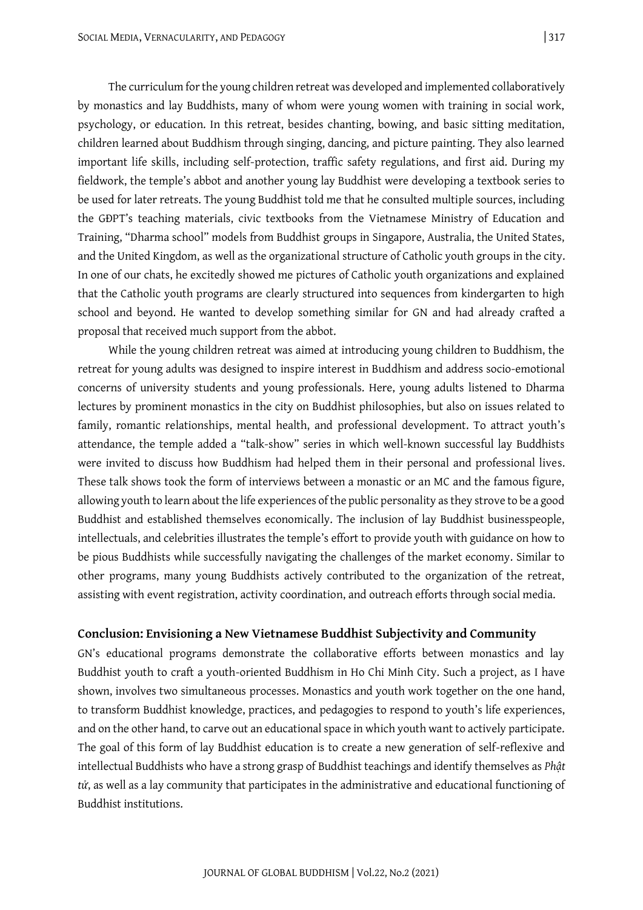The curriculum for the young children retreat was developed and implemented collaboratively by monastics and lay Buddhists, many of whom were young women with training in social work, psychology, or education. In this retreat, besides chanting, bowing, and basic sitting meditation, children learned about Buddhism through singing, dancing, and picture painting. They also learned important life skills, including self-protection, traffic safety regulations, and first aid. During my fieldwork, the temple's abbot and another young lay Buddhist were developing a textbook series to be used for later retreats. The young Buddhist told me that he consulted multiple sources, including the GĐPT's teaching materials, civic textbooks from the Vietnamese Ministry of Education and Training, "Dharma school" models from Buddhist groups in Singapore, Australia, the United States, and the United Kingdom, as well as the organizational structure of Catholic youth groups in the city. In one of our chats, he excitedly showed me pictures of Catholic youth organizations and explained that the Catholic youth programs are clearly structured into sequences from kindergarten to high school and beyond. He wanted to develop something similar for GN and had already crafted a proposal that received much support from the abbot.

While the young children retreat was aimed at introducing young children to Buddhism, the retreat for young adults was designed to inspire interest in Buddhism and address socio-emotional concerns of university students and young professionals. Here, young adults listened to Dharma lectures by prominent monastics in the city on Buddhist philosophies, but also on issues related to family, romantic relationships, mental health, and professional development. To attract youth's attendance, the temple added a "talk-show" series in which well-known successful lay Buddhists were invited to discuss how Buddhism had helped them in their personal and professional lives. These talk shows took the form of interviews between a monastic or an MC and the famous figure, allowing youth to learn about the life experiences of the public personality as they strove to be a good Buddhist and established themselves economically. The inclusion of lay Buddhist businesspeople, intellectuals, and celebrities illustrates the temple's effort to provide youth with guidance on how to be pious Buddhists while successfully navigating the challenges of the market economy. Similar to other programs, many young Buddhists actively contributed to the organization of the retreat, assisting with event registration, activity coordination, and outreach efforts through social media.

## Conclusion: Envisioning a New Vietnamese Buddhist Subjectivity and Community

GN's educational programs demonstrate the collaborative efforts between monastics and lay Buddhist youth to craft a youth-oriented Buddhism in Ho Chi Minh City. Such a project, as I have shown, involves two simultaneous processes. Monastics and youth work together on the one hand, to transform Buddhist knowledge, practices, and pedagogies to respond to youth's life experiences, and on the other hand, to carve out an educational space in which youth want to actively participate. The goal of this form of lay Buddhist education is to create a new generation of self-reflexive and intellectual Buddhists who have a strong grasp of Buddhist teachings and identify themselves as *Phật tử*, as well as a lay community that participates in the administrative and educational functioning of Buddhist institutions.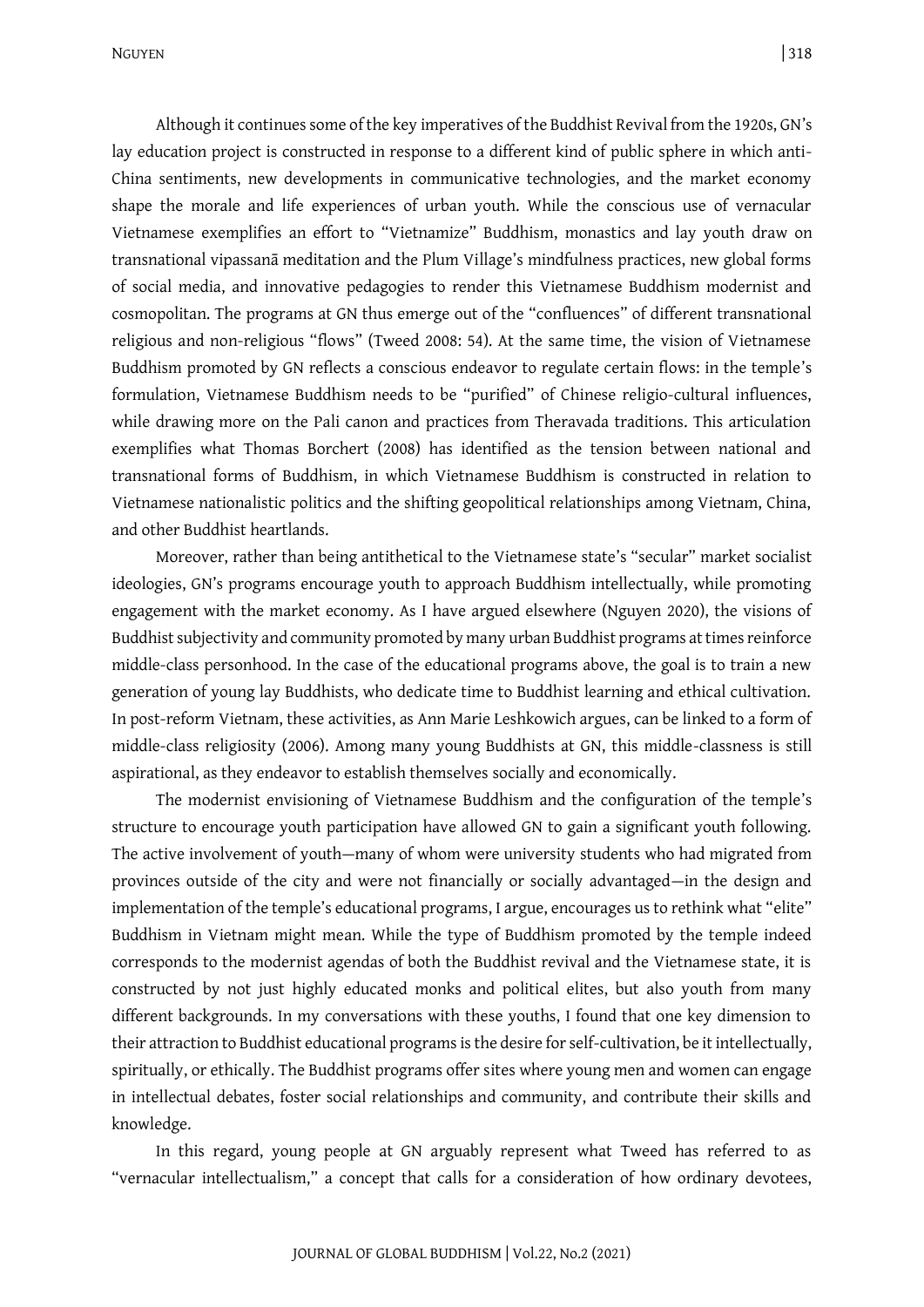Although it continues some of the key imperatives of the Buddhist Revival from the 1920s, GN's lay education project is constructed in response to a different kind of public sphere in which anti-China sentiments, new developments in communicative technologies, and the market economy shape the morale and life experiences of urban youth. While the conscious use of vernacular Vietnamese exemplifies an effort to "Vietnamize" Buddhism, monastics and lay youth draw on transnational vipassanā meditation and the Plum Village's mindfulness practices, new global forms of social media, and innovative pedagogies to render this Vietnamese Buddhism modernist and cosmopolitan. The programs at GN thus emerge out of the "confluences" of different transnational religious and non-religious "flows" (Tweed 2008: 54). At the same time, the vision of Vietnamese Buddhism promoted by GN reflects a conscious endeavor to regulate certain flows: in the temple's formulation, Vietnamese Buddhism needs to be "purified" of Chinese religio-cultural influences, while drawing more on the Pali canon and practices from Theravada traditions. This articulation exemplifies what Thomas Borchert (2008) has identified as the tension between national and transnational forms of Buddhism, in which Vietnamese Buddhism is constructed in relation to Vietnamese nationalistic politics and the shifting geopolitical relationships among Vietnam, China, and other Buddhist heartlands.

Moreover, rather than being antithetical to the Vietnamese state's "secular" market socialist ideologies, GN's programs encourage youth to approach Buddhism intellectually, while promoting engagement with the market economy. As I have argued elsewhere (Nguyen 2020), the visions of Buddhist subjectivity and community promoted by many urban Buddhist programs at times reinforce middle-class personhood. In the case of the educational programs above, the goal is to train a new generation of young lay Buddhists, who dedicate time to Buddhist learning and ethical cultivation. In post-reform Vietnam, these activities, as Ann Marie Leshkowich argues, can be linked to a form of middle-class religiosity (2006). Among many young Buddhists at GN, this middle-classness is still aspirational, as they endeavor to establish themselves socially and economically.

The modernist envisioning of Vietnamese Buddhism and the configuration of the temple's structure to encourage youth participation have allowed GN to gain a significant youth following. The active involvement of youth—many of whom were university students who had migrated from provinces outside of the city and were not financially or socially advantaged—in the design and implementation of the temple's educational programs, I argue, encourages us to rethink what "elite" Buddhism in Vietnam might mean. While the type of Buddhism promoted by the temple indeed corresponds to the modernist agendas of both the Buddhist revival and the Vietnamese state, it is constructed by not just highly educated monks and political elites, but also youth from many different backgrounds. In my conversations with these youths, I found that one key dimension to their attraction to Buddhist educational programs is the desire for self-cultivation, be it intellectually, spiritually, or ethically. The Buddhist programs offer sites where young men and women can engage in intellectual debates, foster social relationships and community, and contribute their skills and knowledge.

In this regard, young people at GN arguably represent what Tweed has referred to as "vernacular intellectualism," a concept that calls for a consideration of how ordinary devotees,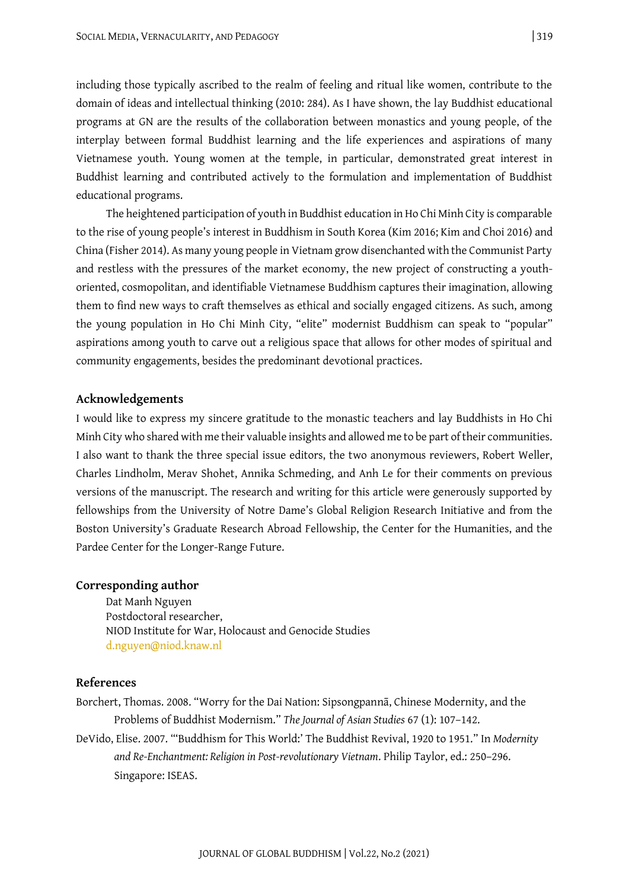including those typically ascribed to the realm of feeling and ritual like women, contribute to the domain of ideas and intellectual thinking (2010: 284). As I have shown, the lay Buddhist educational programs at GN are the results of the collaboration between monastics and young people, of the interplay between formal Buddhist learning and the life experiences and aspirations of many Vietnamese youth. Young women at the temple, in particular, demonstrated great interest in Buddhist learning and contributed actively to the formulation and implementation of Buddhist educational programs.

The heightened participation of youth in Buddhist education in Ho Chi Minh City is comparable to the rise of young people's interest in Buddhism in South Korea (Kim 2016; Kim and Choi 2016) and China (Fisher 2014). As many young people in Vietnam grow disenchanted with the Communist Party and restless with the pressures of the market economy, the new project of constructing a youth-oriented, cosmopolitan, and identifiable Vietnamese Buddhism captures their imagination, allowing them to find new ways to craft themselves as ethical and socially engaged citizens. As such, among the young population in Ho Chi Minh City, "elite" modernist Buddhism can speak to "popular" aspirations among youth to carve out a religious space that allows for other modes of spiritual and community engagements, besides the predominant devotional practices.

## Acknowledgements

I would like to express my sincere gratitude to the monastic teachers and lay Buddhists in Ho Chi Minh City who shared with me their valuable insights and allowed me to be part of their communities. I also want to thank the three special issue editors, the two anonymous reviewers, Robert Weller, Charles Lindholm, Merav Shohet, Annika Schmeding, and Anh Le for their comments on previous versions of the manuscript. The research and writing for this article were generously supported by fellowships from the University of Notre Dame's Global Religion Research Initiative and from the Boston University's Graduate Research Abroad Fellowship, the Center for the Humanities, and the Pardee Center for the Longer-Range Future.

## Corresponding author

Dat Manh Nguyen
Postdoctoral researcher,
NIOD Institute for War, Holocaust and Genocide Studies
d.nguyen@niod.knaw.nl

## References

Borchert, Thomas. 2008. "Worry for the Dai Nation: Sipsongpannā, Chinese Modernity, and the Problems of Buddhist Modernism." *The Journal of Asian Studies* 67 (1): 107–142.

DeVido, Elise. 2007. "'Buddhism for This World:' The Buddhist Revival, 1920 to 1951." In *Modernity and Re-Enchantment: Religion in Post-revolutionary Vietnam*. Philip Taylor, ed.: 250–296. Singapore: ISEAS.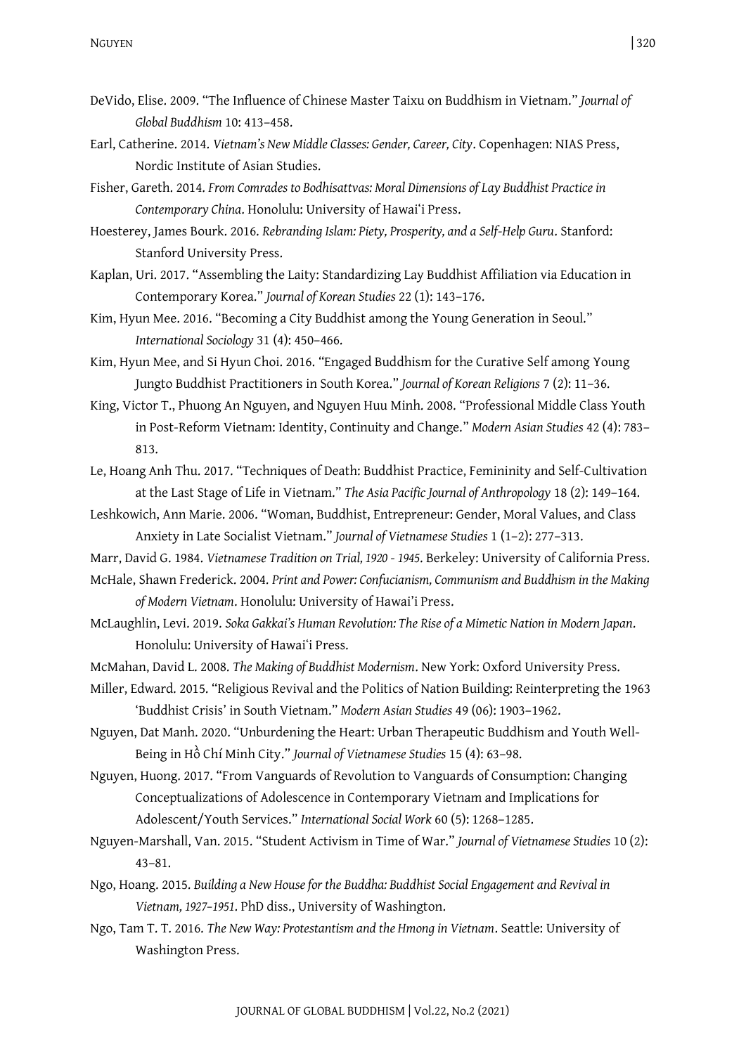DeVido, Elise. 2009. "The Influence of Chinese Master Taixu on Buddhism in Vietnam." *Journal of Global Buddhism* 10: 413–458.

Earl, Catherine. 2014. *Vietnam's New Middle Classes: Gender, Career, City*. Copenhagen: NIAS Press, Nordic Institute of Asian Studies.

Fisher, Gareth. 2014. *From Comrades to Bodhisattvas: Moral Dimensions of Lay Buddhist Practice in Contemporary China*. Honolulu: University of Hawaiʻi Press.

Hoesterey, James Bourk. 2016. *Rebranding Islam: Piety, Prosperity, and a Self-Help Guru*. Stanford: Stanford University Press.

Kaplan, Uri. 2017. "Assembling the Laity: Standardizing Lay Buddhist Affiliation via Education in Contemporary Korea." *Journal of Korean Studies* 22 (1): 143–176.

Kim, Hyun Mee. 2016. "Becoming a City Buddhist among the Young Generation in Seoul." *International Sociology* 31 (4): 450–466.

Kim, Hyun Mee, and Si Hyun Choi. 2016. "Engaged Buddhism for the Curative Self among Young Jungto Buddhist Practitioners in South Korea." *Journal of Korean Religions* 7 (2): 11–36.

King, Victor T., Phuong An Nguyen, and Nguyen Huu Minh. 2008. "Professional Middle Class Youth in Post-Reform Vietnam: Identity, Continuity and Change." *Modern Asian Studies* 42 (4): 783–813.

Le, Hoang Anh Thu. 2017. "Techniques of Death: Buddhist Practice, Femininity and Self-Cultivation at the Last Stage of Life in Vietnam." *The Asia Pacific Journal of Anthropology* 18 (2): 149–164.

Leshkowich, Ann Marie. 2006. "Woman, Buddhist, Entrepreneur: Gender, Moral Values, and Class Anxiety in Late Socialist Vietnam." *Journal of Vietnamese Studies* 1 (1–2): 277–313.

Marr, David G. 1984. *Vietnamese Tradition on Trial, 1920 - 1945*. Berkeley: University of California Press.

McHale, Shawn Frederick. 2004. *Print and Power: Confucianism, Communism and Buddhism in the Making of Modern Vietnam*. Honolulu: University of Hawai'i Press.

McLaughlin, Levi. 2019. *Soka Gakkai's Human Revolution: The Rise of a Mimetic Nation in Modern Japan*. Honolulu: University of Hawaiʻi Press.

McMahan, David L. 2008. *The Making of Buddhist Modernism*. New York: Oxford University Press.

Miller, Edward. 2015. "Religious Revival and the Politics of Nation Building: Reinterpreting the 1963 'Buddhist Crisis' in South Vietnam." *Modern Asian Studies* 49 (06): 1903–1962.

Nguyen, Dat Manh. 2020. "Unburdening the Heart: Urban Therapeutic Buddhism and Youth Well-Being in Hồ Chí Minh City." *Journal of Vietnamese Studies* 15 (4): 63–98.

Nguyen, Huong. 2017. "From Vanguards of Revolution to Vanguards of Consumption: Changing Conceptualizations of Adolescence in Contemporary Vietnam and Implications for Adolescent/Youth Services." *International Social Work* 60 (5): 1268–1285.

Nguyen-Marshall, Van. 2015. "Student Activism in Time of War." *Journal of Vietnamese Studies* 10 (2): 43–81.

Ngo, Hoang. 2015. *Building a New House for the Buddha: Buddhist Social Engagement and Revival in Vietnam, 1927–1951*. PhD diss., University of Washington.

Ngo, Tam T. T. 2016. *The New Way: Protestantism and the Hmong in Vietnam*. Seattle: University of Washington Press.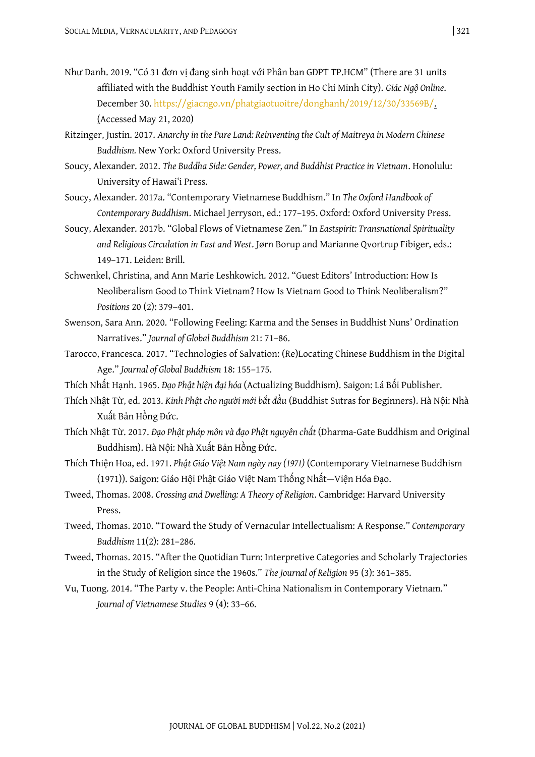Như Danh. 2019. "Có 31 đơn vị đang sinh hoạt với Phân ban GĐPT TP.HCM" (There are 31 units affiliated with the Buddhist Youth Family section in Ho Chi Minh City). *Giác Ngộ Online*. December 30. https://giacngo.vn/phatgiaotuoitre/donghanh/2019/12/30/33569B/. (Accessed May 21, 2020)

Ritzinger, Justin. 2017. *Anarchy in the Pure Land: Reinventing the Cult of Maitreya in Modern Chinese Buddhism.* New York: Oxford University Press.

Soucy, Alexander. 2012. *The Buddha Side: Gender, Power, and Buddhist Practice in Vietnam*. Honolulu: University of Hawai'i Press.

Soucy, Alexander. 2017a. "Contemporary Vietnamese Buddhism." In *The Oxford Handbook of Contemporary Buddhism*. Michael Jerryson, ed.: 177–195. Oxford: Oxford University Press.

Soucy, Alexander. 2017b. "Global Flows of Vietnamese Zen." In *Eastspirit: Transnational Spirituality and Religious Circulation in East and West*. Jørn Borup and Marianne Qvortrup Fibiger, eds.: 149–171. Leiden: Brill.

Schwenkel, Christina, and Ann Marie Leshkowich. 2012. "Guest Editors' Introduction: How Is Neoliberalism Good to Think Vietnam? How Is Vietnam Good to Think Neoliberalism?" *Positions* 20 (2): 379–401.

Swenson, Sara Ann. 2020. "Following Feeling: Karma and the Senses in Buddhist Nuns' Ordination Narratives." *Journal of Global Buddhism* 21: 71–86.

Tarocco, Francesca. 2017. "Technologies of Salvation: (Re)Locating Chinese Buddhism in the Digital Age." *Journal of Global Buddhism* 18: 155–175.

Thích Nhất Hạnh. 1965. *Đạo Phật hiện đại hóa* (Actualizing Buddhism). Saigon: Lá Bối Publisher.

Thích Nhật Từ, ed. 2013. *Kinh Phật cho người mới bắt đầu* (Buddhist Sutras for Beginners). Hà Nội: Nhà Xuất Bản Hồng Đức.

Thích Nhật Từ. 2017. *Đạo Phật pháp môn và đạo Phật nguyên chất* (Dharma-Gate Buddhism and Original Buddhism). Hà Nội: Nhà Xuất Bản Hồng Đức.

Thích Thiện Hoa, ed. 1971. *Phật Giáo Việt Nam ngày nay (1971)* (Contemporary Vietnamese Buddhism (1971)). Saigon: Giáo Hội Phật Giáo Việt Nam Thống Nhất—Viện Hóa Đạo.

Tweed, Thomas. 2008. *Crossing and Dwelling: A Theory of Religion*. Cambridge: Harvard University Press.

Tweed, Thomas. 2010. "Toward the Study of Vernacular Intellectualism: A Response." *Contemporary Buddhism* 11(2): 281–286.

Tweed, Thomas. 2015. "After the Quotidian Turn: Interpretive Categories and Scholarly Trajectories in the Study of Religion since the 1960s." *The Journal of Religion* 95 (3): 361–385.

Vu, Tuong. 2014. "The Party v. the People: Anti-China Nationalism in Contemporary Vietnam." *Journal of Vietnamese Studies* 9 (4): 33–66.